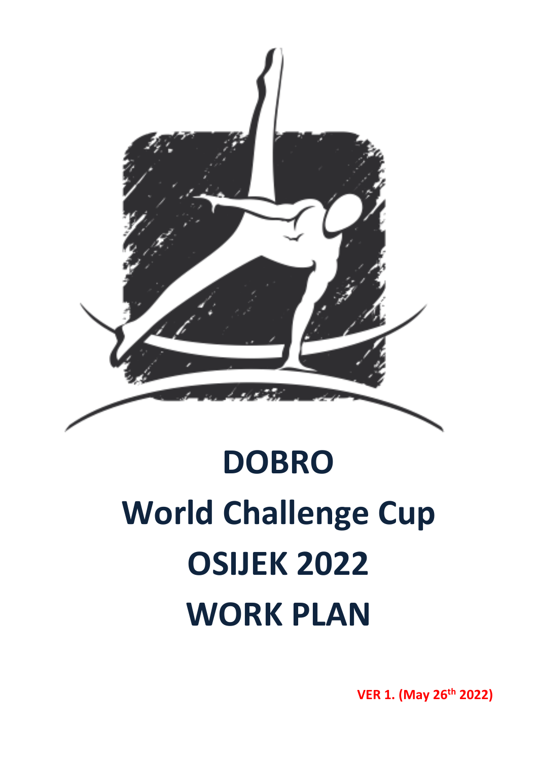# DOBRO
# World Challenge Cup
# OSIJEK 2022
# WORK PLAN

**VER 1. (May 26th 2022)**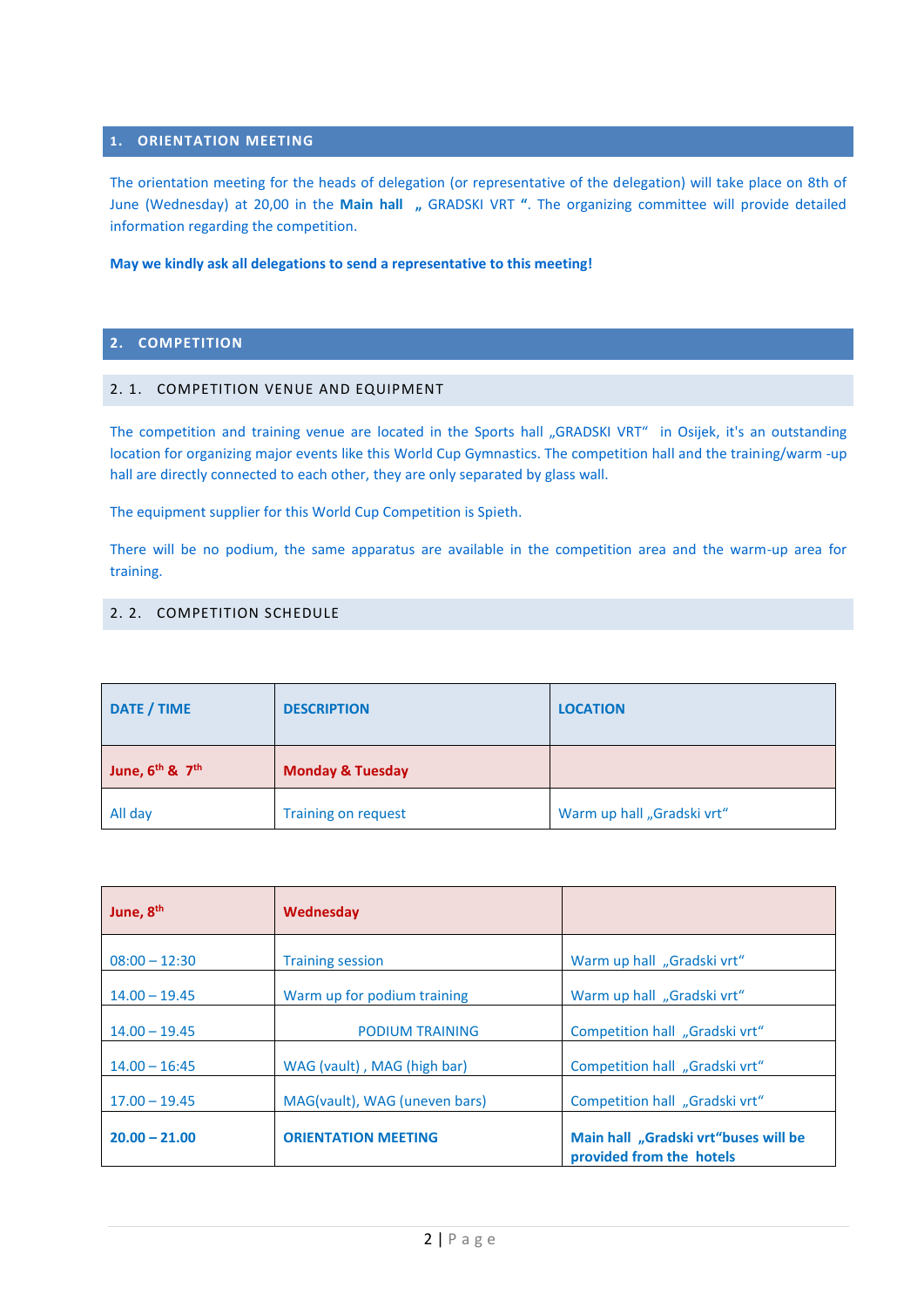## 1. ORIENTATION MEETING

The orientation meeting for the heads of delegation (or representative of the delegation) will take place on 8th of June (Wednesday) at 20,00 in the **Main hall** **„** GRADSKI VRT **“**. The organizing committee will provide detailed information regarding the competition.

**May we kindly ask all delegations to send a representative to this meeting!**

## 2. COMPETITION

### 2. 1. COMPETITION VENUE AND EQUIPMENT

The competition and training venue are located in the Sports hall „GRADSKI VRT“ in Osijek, it's an outstanding location for organizing major events like this World Cup Gymnastics. The competition hall and the training/warm -up hall are directly connected to each other, they are only separated by glass wall.

The equipment supplier for this World Cup Competition is Spieth.

There will be no podium, the same apparatus are available in the competition area and the warm-up area for training.

### 2. 2. COMPETITION SCHEDULE

| DATE / TIME | DESCRIPTION | LOCATION |
|---|---|---|
| **June, 6th & 7th** | **Monday & Tuesday** | |
| All day | Training on request | Warm up hall „Gradski vrt“ |

| | | |
|---|---|---|
| **June, 8th** | **Wednesday** | |
| 08:00 – 12:30 | Training session | Warm up hall „Gradski vrt“ |
| 14.00 – 19.45 | Warm up for podium training | Warm up hall „Gradski vrt“ |
| 14.00 – 19.45 | PODIUM TRAINING | Competition hall „Gradski vrt“ |
| 14.00 – 16:45 | WAG (vault) , MAG (high bar) | Competition hall „Gradski vrt“ |
| 17.00 – 19.45 | MAG(vault), WAG (uneven bars) | Competition hall „Gradski vrt“ |
| **20.00 – 21.00** | **ORIENTATION MEETING** | **Main hall „Gradski vrt“buses will be provided from the hotels** |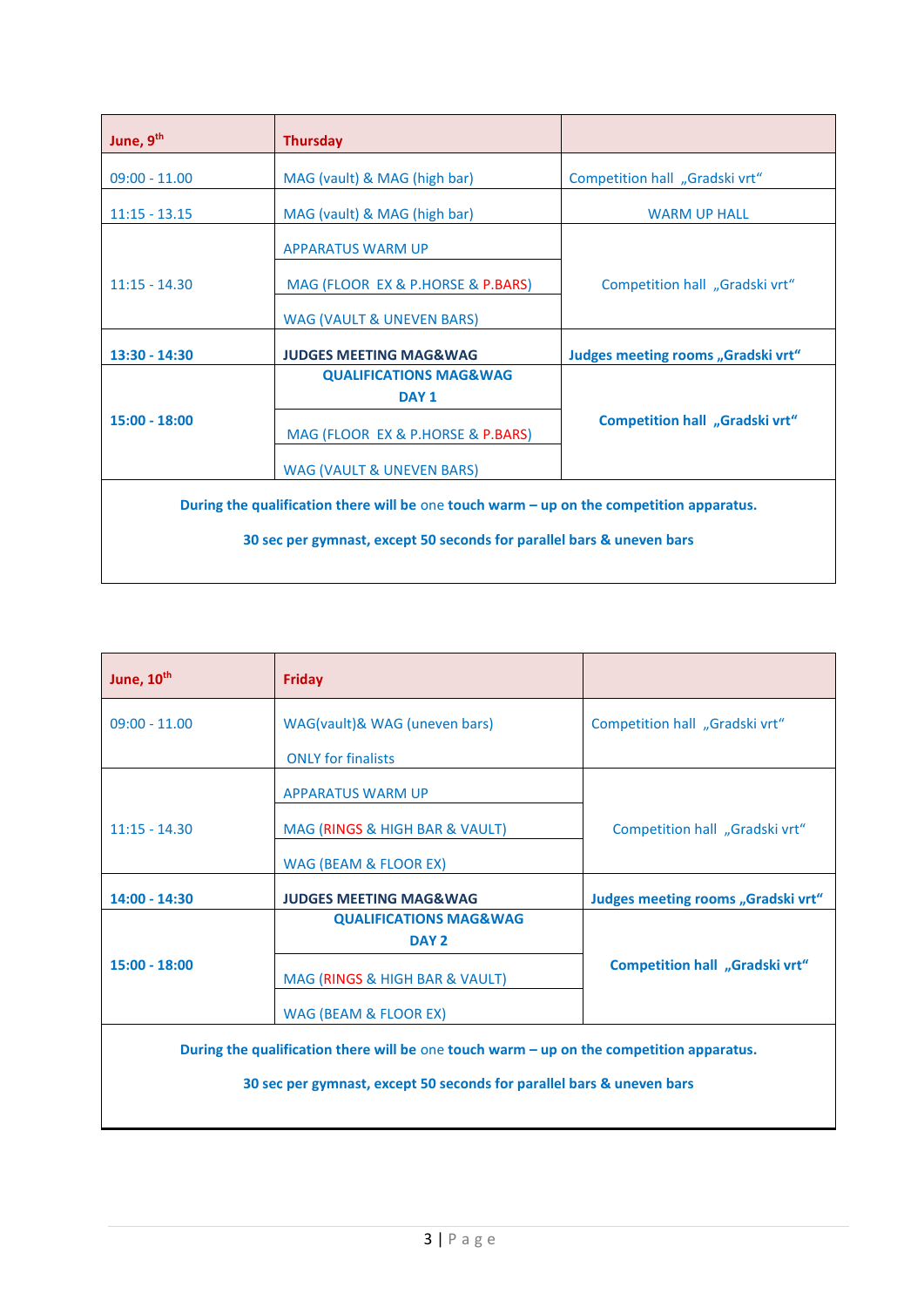| June, 9th | Thursday | |
|---|---|---|
| 09:00 - 11.00 | MAG (vault) & MAG (high bar) | Competition hall „Gradski vrt“ |
| 11:15 - 13.15 | MAG (vault) & MAG (high bar) | WARM UP HALL |
| 11:15 - 14.30 | APPARATUS WARM UP<br>MAG (FLOOR EX & P.HORSE & P.BARS)<br>WAG (VAULT & UNEVEN BARS) | Competition hall „Gradski vrt“ |
| **13:30 - 14:30** | **JUDGES MEETING MAG&WAG** | **Judges meeting rooms „Gradski vrt“** |
| **15:00 - 18:00** | **QUALIFICATIONS MAG&WAG DAY 1**<br>MAG (FLOOR EX & P.HORSE & P.BARS)<br>WAG (VAULT & UNEVEN BARS) | **Competition hall „Gradski vrt“** |
| **During the qualification there will be** one **touch warm – up on the competition apparatus.**<br>**30 sec per gymnast, except 50 seconds for parallel bars & uneven bars** | | |

| June, 10th | Friday | |
|---|---|---|
| 09:00 - 11.00 | WAG(vault)& WAG (uneven bars)<br>ONLY for finalists | Competition hall „Gradski vrt“ |
| 11:15 - 14.30 | APPARATUS WARM UP<br>MAG (RINGS & HIGH BAR & VAULT)<br>WAG (BEAM & FLOOR EX) | Competition hall „Gradski vrt“ |
| **14:00 - 14:30** | **JUDGES MEETING MAG&WAG** | **Judges meeting rooms „Gradski vrt“** |
| **15:00 - 18:00** | **QUALIFICATIONS MAG&WAG DAY 2**<br>MAG (RINGS & HIGH BAR & VAULT)<br>WAG (BEAM & FLOOR EX) | **Competition hall „Gradski vrt“** |
| **During the qualification there will be** one **touch warm – up on the competition apparatus.**<br>**30 sec per gymnast, except 50 seconds for parallel bars & uneven bars** | | |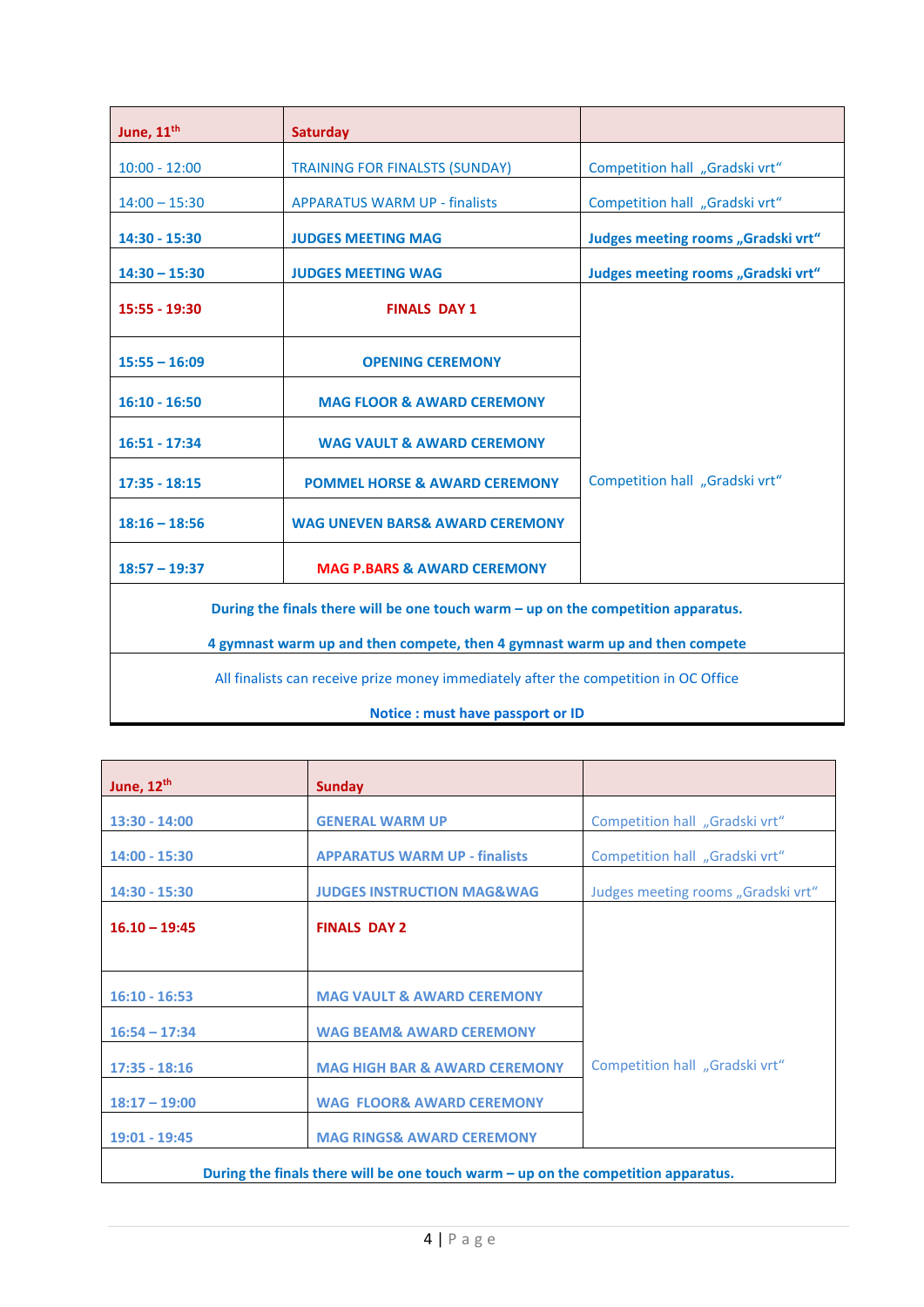| June, 11th | Saturday | |
|---|---|---|
| 10:00 - 12:00 | TRAINING FOR FINALSTS (SUNDAY) | Competition hall „Gradski vrt“ |
| 14:00 – 15:30 | APPARATUS WARM UP - finalists | Competition hall „Gradski vrt“ |
| **14:30 - 15:30** | **JUDGES MEETING MAG** | **Judges meeting rooms „Gradski vrt“** |
| **14:30 – 15:30** | **JUDGES MEETING WAG** | **Judges meeting rooms „Gradski vrt“** |
| **15:55 - 19:30** | **FINALS DAY 1** | Competition hall „Gradski vrt“ |
| **15:55 – 16:09** | **OPENING CEREMONY** | |
| **16:10 - 16:50** | **MAG FLOOR & AWARD CEREMONY** | |
| **16:51 - 17:34** | **WAG VAULT & AWARD CEREMONY** | |
| **17:35 - 18:15** | **POMMEL HORSE & AWARD CEREMONY** | |
| **18:16 – 18:56** | **WAG UNEVEN BARS& AWARD CEREMONY** | |
| **18:57 – 19:37** | **MAG P.BARS & AWARD CEREMONY** | |
| **During the finals there will be one touch warm – up on the competition apparatus.** **4 gymnast warm up and then compete, then 4 gymnast warm up and then compete** | | |
| All finalists can receive prize money immediately after the competition in OC Office **Notice : must have passport or ID** | | |

| June, 12th | Sunday | |
|---|---|---|
| **13:30 - 14:00** | **GENERAL WARM UP** | Competition hall „Gradski vrt“ |
| **14:00 - 15:30** | **APPARATUS WARM UP - finalists** | Competition hall „Gradski vrt“ |
| **14:30 - 15:30** | **JUDGES INSTRUCTION MAG&WAG** | Judges meeting rooms „Gradski vrt“ |
| **16.10 – 19:45** | **FINALS DAY 2** | Competition hall „Gradski vrt“ |
| **16:10 - 16:53** | **MAG VAULT & AWARD CEREMONY** | |
| **16:54 – 17:34** | **WAG BEAM& AWARD CEREMONY** | |
| **17:35 - 18:16** | **MAG HIGH BAR & AWARD CEREMONY** | |
| **18:17 – 19:00** | **WAG FLOOR& AWARD CEREMONY** | |
| **19:01 - 19:45** | **MAG RINGS& AWARD CEREMONY** | |
| **During the finals there will be one touch warm – up on the competition apparatus.** | | |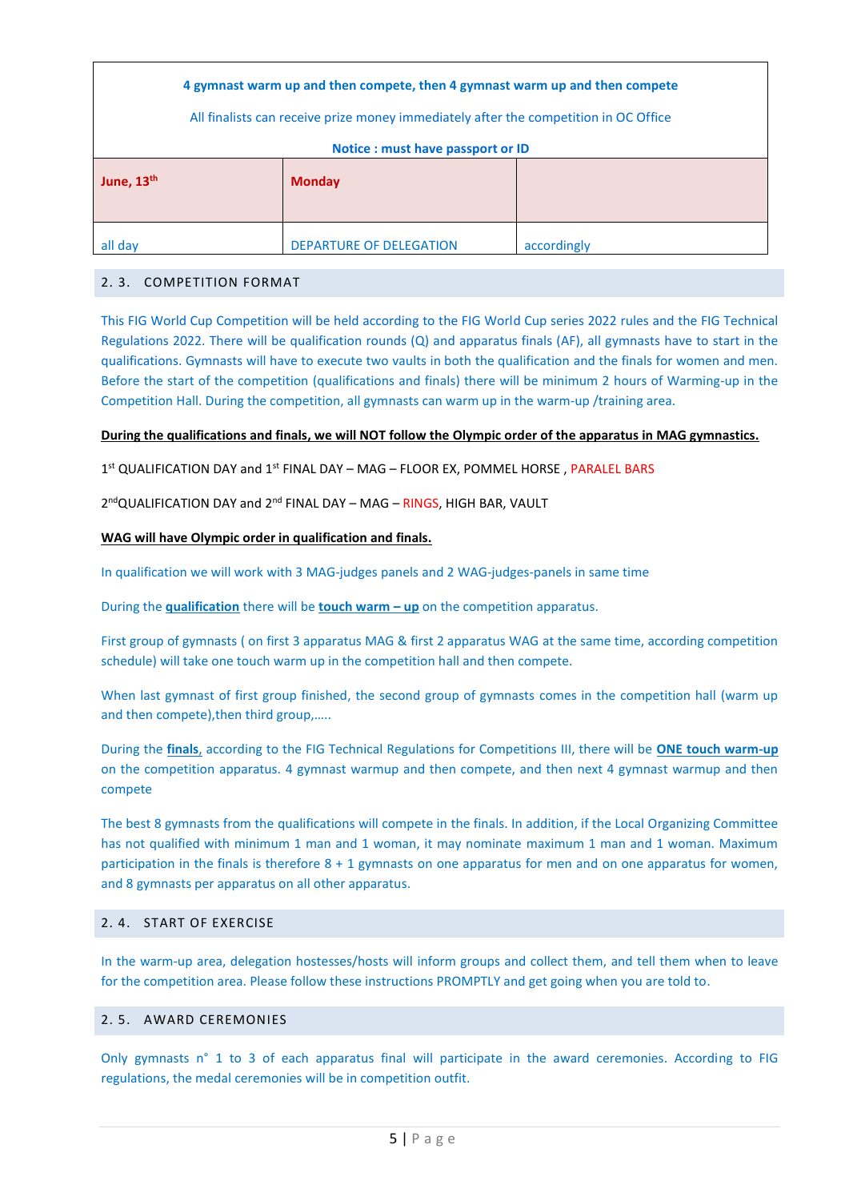| 4 gymnast warm up and then compete, then 4 gymnast warm up and then compete<br>All finalists can receive prize money immediately after the competition in OC Office<br>**Notice : must have passport or ID** | | |
|---|---|---|
| **June, 13th** | **Monday** | |
| all day | DEPARTURE OF DELEGATION | accordingly |

## 2. 3. COMPETITION FORMAT

This FIG World Cup Competition will be held according to the FIG World Cup series 2022 rules and the FIG Technical Regulations 2022. There will be qualification rounds (Q) and apparatus finals (AF), all gymnasts have to start in the qualifications. Gymnasts will have to execute two vaults in both the qualification and the finals for women and men. Before the start of the competition (qualifications and finals) there will be minimum 2 hours of Warming-up in the Competition Hall. During the competition, all gymnasts can warm up in the warm-up /training area.

**<u>During the qualifications and finals, we will NOT follow the Olympic order of the apparatus in MAG gymnastics.</u>**

1st QUALIFICATION DAY and 1st FINAL DAY – MAG – FLOOR EX, POMMEL HORSE , PARALEL BARS

2ndQUALIFICATION DAY and 2nd FINAL DAY – MAG – RINGS, HIGH BAR, VAULT

**<u>WAG will have Olympic order in qualification and finals.</u>**

In qualification we will work with 3 MAG-judges panels and 2 WAG-judges-panels in same time

During the **<u>qualification</u>** there will be **<u>touch warm – up</u>** on the competition apparatus.

First group of gymnasts ( on first 3 apparatus MAG & first 2 apparatus WAG at the same time, according competition schedule) will take one touch warm up in the competition hall and then compete.

When last gymnast of first group finished, the second group of gymnasts comes in the competition hall (warm up and then compete),then third group,…..

During the **<u>finals</u>**, according to the FIG Technical Regulations for Competitions III, there will be **<u>ONE touch warm-up</u>** on the competition apparatus. 4 gymnast warmup and then compete, and then next 4 gymnast warmup and then compete

The best 8 gymnasts from the qualifications will compete in the finals. In addition, if the Local Organizing Committee has not qualified with minimum 1 man and 1 woman, it may nominate maximum 1 man and 1 woman. Maximum participation in the finals is therefore 8 + 1 gymnasts on one apparatus for men and on one apparatus for women, and 8 gymnasts per apparatus on all other apparatus.

## 2. 4. START OF EXERCISE

In the warm-up area, delegation hostesses/hosts will inform groups and collect them, and tell them when to leave for the competition area. Please follow these instructions PROMPTLY and get going when you are told to.

## 2. 5. AWARD CEREMONIES

Only gymnasts n° 1 to 3 of each apparatus final will participate in the award ceremonies. According to FIG regulations, the medal ceremonies will be in competition outfit.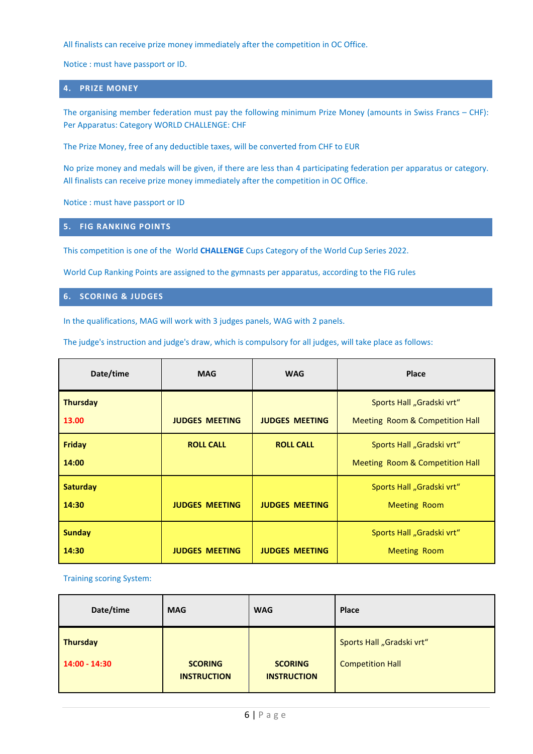All finalists can receive prize money immediately after the competition in OC Office.

Notice : must have passport or ID.

## 4. PRIZE MONEY

The organising member federation must pay the following minimum Prize Money (amounts in Swiss Francs – CHF): Per Apparatus: Category WORLD CHALLENGE: CHF

The Prize Money, free of any deductible taxes, will be converted from CHF to EUR

No prize money and medals will be given, if there are less than 4 participating federation per apparatus or category. All finalists can receive prize money immediately after the competition in OC Office.

Notice : must have passport or ID

## 5. FIG RANKING POINTS

This competition is one of the World **CHALLENGE** Cups Category of the World Cup Series 2022.

World Cup Ranking Points are assigned to the gymnasts per apparatus, according to the FIG rules

## 6. SCORING & JUDGES

In the qualifications, MAG will work with 3 judges panels, WAG with 2 panels.

The judge's instruction and judge's draw, which is compulsory for all judges, will take place as follows:

| Date/time | MAG | WAG | Place |
|---|---|---|---|
| **Thursday** **13.00** | **JUDGES MEETING** | **JUDGES MEETING** | Sports Hall „Gradski vrt" Meeting Room & Competition Hall |
| **Friday** **14:00** | **ROLL CALL** | **ROLL CALL** | Sports Hall „Gradski vrt" Meeting Room & Competition Hall |
| **Saturday** **14:30** | **JUDGES MEETING** | **JUDGES MEETING** | Sports Hall „Gradski vrt" Meeting Room |
| **Sunday** **14:30** | **JUDGES MEETING** | **JUDGES MEETING** | Sports Hall „Gradski vrt" Meeting Room |

Training scoring System:

| Date/time | MAG | WAG | Place |
|---|---|---|---|
| **Thursday** **14:00 - 14:30** | **SCORING INSTRUCTION** | **SCORING INSTRUCTION** | Sports Hall „Gradski vrt" Competition Hall |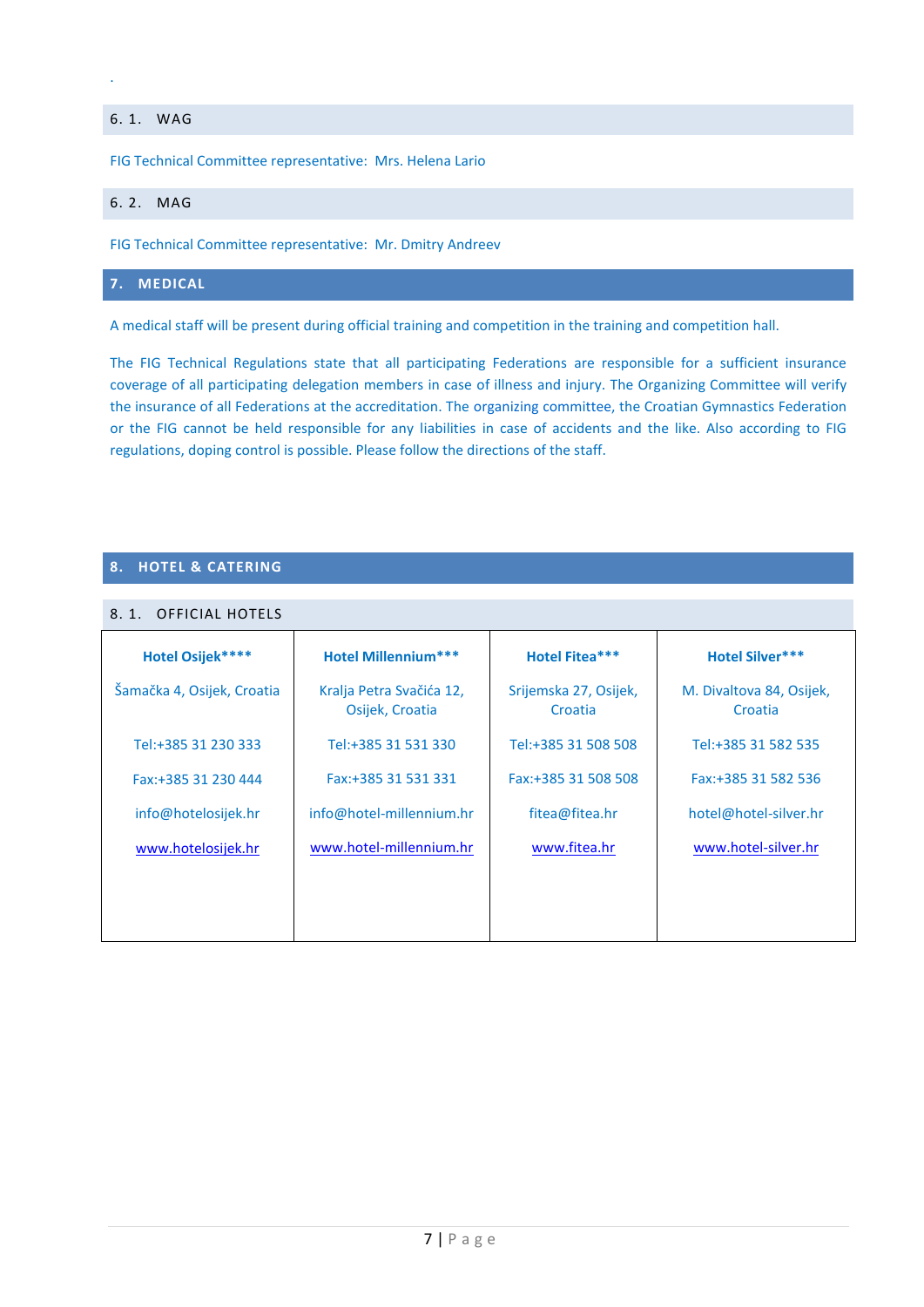.

### 6. 1. WAG

FIG Technical Committee representative: Mrs. Helena Lario

### 6. 2. MAG

FIG Technical Committee representative: Mr. Dmitry Andreev

## 7. MEDICAL

A medical staff will be present during official training and competition in the training and competition hall.

The FIG Technical Regulations state that all participating Federations are responsible for a sufficient insurance coverage of all participating delegation members in case of illness and injury. The Organizing Committee will verify the insurance of all Federations at the accreditation. The organizing committee, the Croatian Gymnastics Federation or the FIG cannot be held responsible for any liabilities in case of accidents and the like. Also according to FIG regulations, doping control is possible. Please follow the directions of the staff.

## 8. HOTEL & CATERING

### 8. 1. OFFICIAL HOTELS

| **Hotel Osijek**** ** | **Hotel Millennium*** ** | **Hotel Fitea*** ** | **Hotel Silver*** ** |
|---|---|---|---|
| Šamačka 4, Osijek, Croatia | Kralja Petra Svačića 12, Osijek, Croatia | Srijemska 27, Osijek, Croatia | M. Divaltova 84, Osijek, Croatia |
| Tel:+385 31 230 333 | Tel:+385 31 531 330 | Tel:+385 31 508 508 | Tel:+385 31 582 535 |
| Fax:+385 31 230 444 | Fax:+385 31 531 331 | Fax:+385 31 508 508 | Fax:+385 31 582 536 |
| info@hotelosijek.hr | info@hotel-millennium.hr | fitea@fitea.hr | hotel@hotel-silver.hr |
| www.hotelosijek.hr | www.hotel-millennium.hr | www.fitea.hr | www.hotel-silver.hr |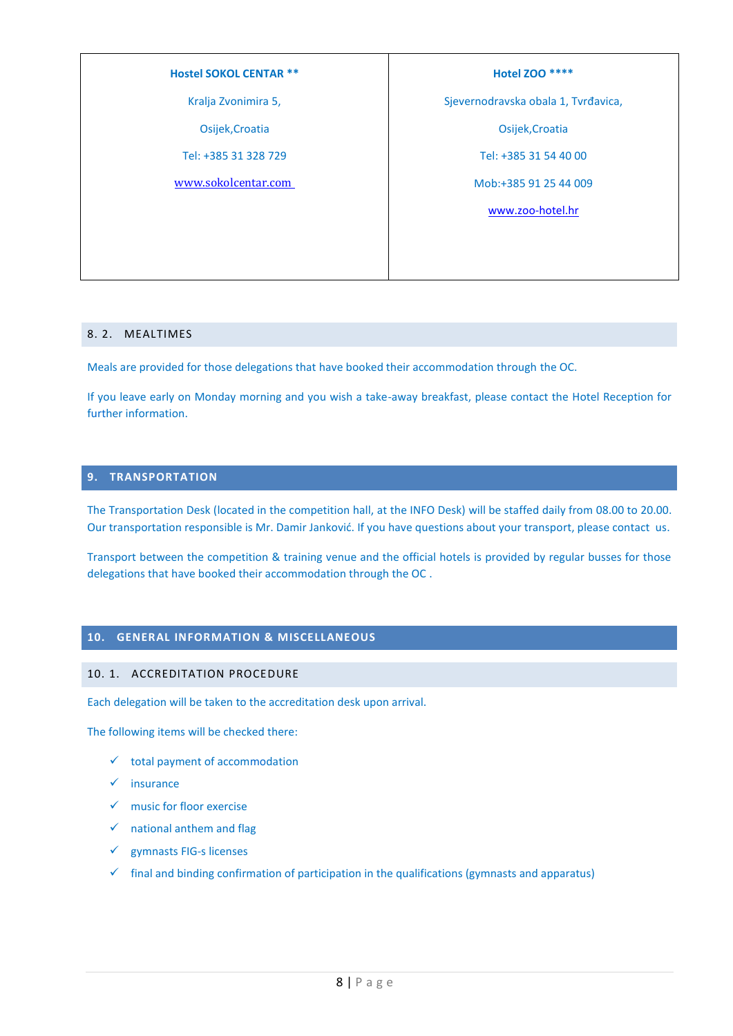| **Hostel SOKOL CENTAR \*\*** | **Hotel ZOO \*\*\*\*** |
|---|---|
| Kralja Zvonimira 5, | Sjevernodravska obala 1, Tvrđavica, |
| Osijek,Croatia | Osijek,Croatia |
| Tel: +385 31 328 729 | Tel: +385 31 54 40 00 |
| www.sokolcentar.com | Mob:+385 91 25 44 009 |
| | www.zoo-hotel.hr |

### 8. 2. MEALTIMES

Meals are provided for those delegations that have booked their accommodation through the OC.

If you leave early on Monday morning and you wish a take-away breakfast, please contact the Hotel Reception for further information.

## 9. TRANSPORTATION

The Transportation Desk (located in the competition hall, at the INFO Desk) will be staffed daily from 08.00 to 20.00. Our transportation responsible is Mr. Damir Janković. If you have questions about your transport, please contact us.

Transport between the competition & training venue and the official hotels is provided by regular busses for those delegations that have booked their accommodation through the OC .

## 10. GENERAL INFORMATION & MISCELLANEOUS

### 10. 1. ACCREDITATION PROCEDURE

Each delegation will be taken to the accreditation desk upon arrival.

The following items will be checked there:

- ✓ total payment of accommodation
- ✓ insurance
- ✓ music for floor exercise
- ✓ national anthem and flag
- ✓ gymnasts FIG-s licenses
- ✓ final and binding confirmation of participation in the qualifications (gymnasts and apparatus)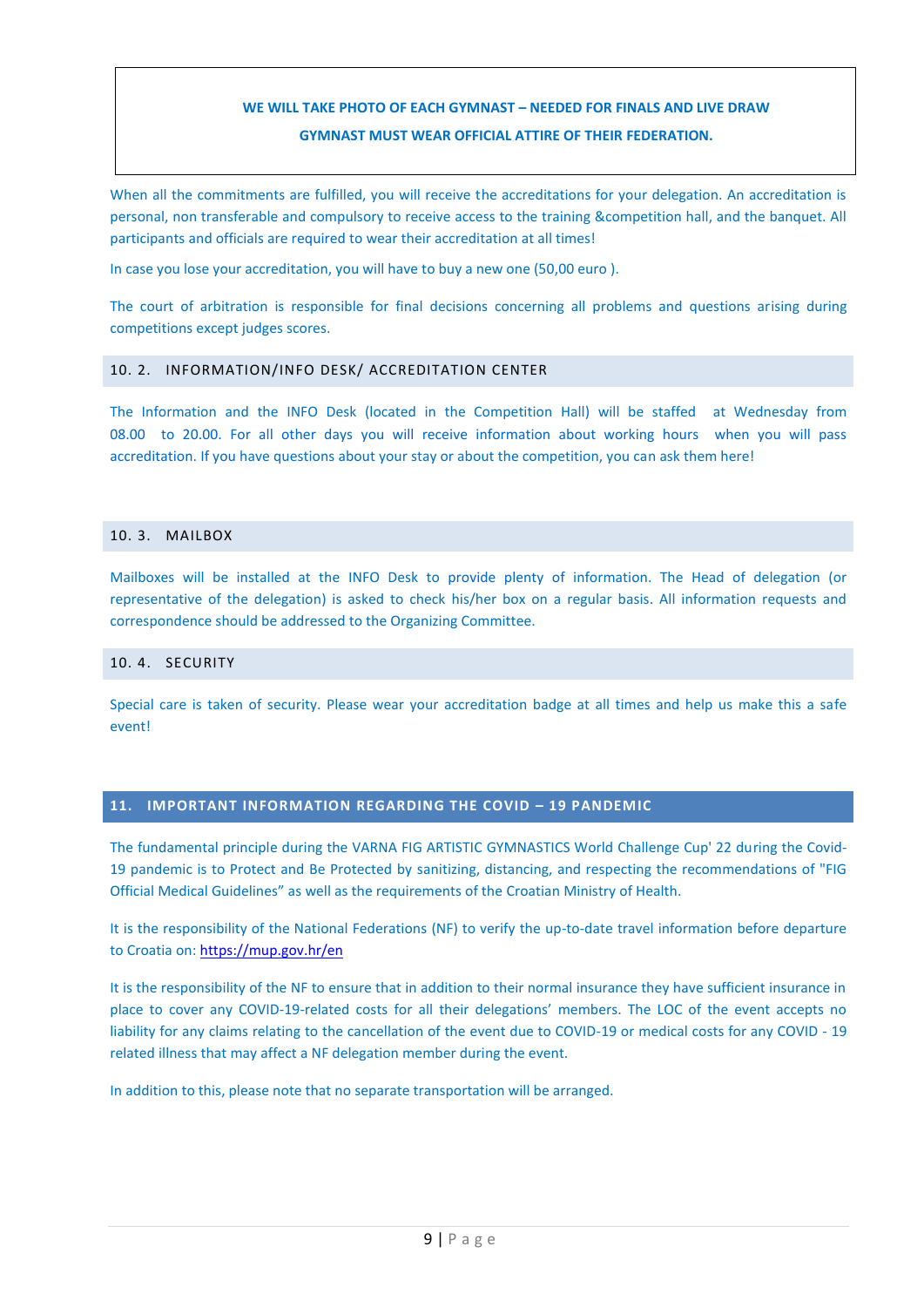**WE WILL TAKE PHOTO OF EACH GYMNAST – NEEDED FOR FINALS AND LIVE DRAW**

**GYMNAST MUST WEAR OFFICIAL ATTIRE OF THEIR FEDERATION.**

When all the commitments are fulfilled, you will receive the accreditations for your delegation. An accreditation is personal, non transferable and compulsory to receive access to the training &competition hall, and the banquet. All participants and officials are required to wear their accreditation at all times!

In case you lose your accreditation, you will have to buy a new one (50,00 euro ).

The court of arbitration is responsible for final decisions concerning all problems and questions arising during competitions except judges scores.

### 10. 2. INFORMATION/INFO DESK/ ACCREDITATION CENTER

The Information and the INFO Desk (located in the Competition Hall) will be staffed at Wednesday from 08.00 to 20.00. For all other days you will receive information about working hours when you will pass accreditation. If you have questions about your stay or about the competition, you can ask them here!

### 10. 3. MAILBOX

Mailboxes will be installed at the INFO Desk to provide plenty of information. The Head of delegation (or representative of the delegation) is asked to check his/her box on a regular basis. All information requests and correspondence should be addressed to the Organizing Committee.

### 10. 4. SECURITY

Special care is taken of security. Please wear your accreditation badge at all times and help us make this a safe event!

## 11. IMPORTANT INFORMATION REGARDING THE COVID – 19 PANDEMIC

The fundamental principle during the VARNA FIG ARTISTIC GYMNASTICS World Challenge Cup' 22 during the Covid-19 pandemic is to Protect and Be Protected by sanitizing, distancing, and respecting the recommendations of "FIG Official Medical Guidelines" as well as the requirements of the Croatian Ministry of Health.

It is the responsibility of the National Federations (NF) to verify the up-to-date travel information before departure to Croatia on: https://mup.gov.hr/en

It is the responsibility of the NF to ensure that in addition to their normal insurance they have sufficient insurance in place to cover any COVID-19-related costs for all their delegations' members. The LOC of the event accepts no liability for any claims relating to the cancellation of the event due to COVID-19 or medical costs for any COVID - 19 related illness that may affect a NF delegation member during the event.

In addition to this, please note that no separate transportation will be arranged.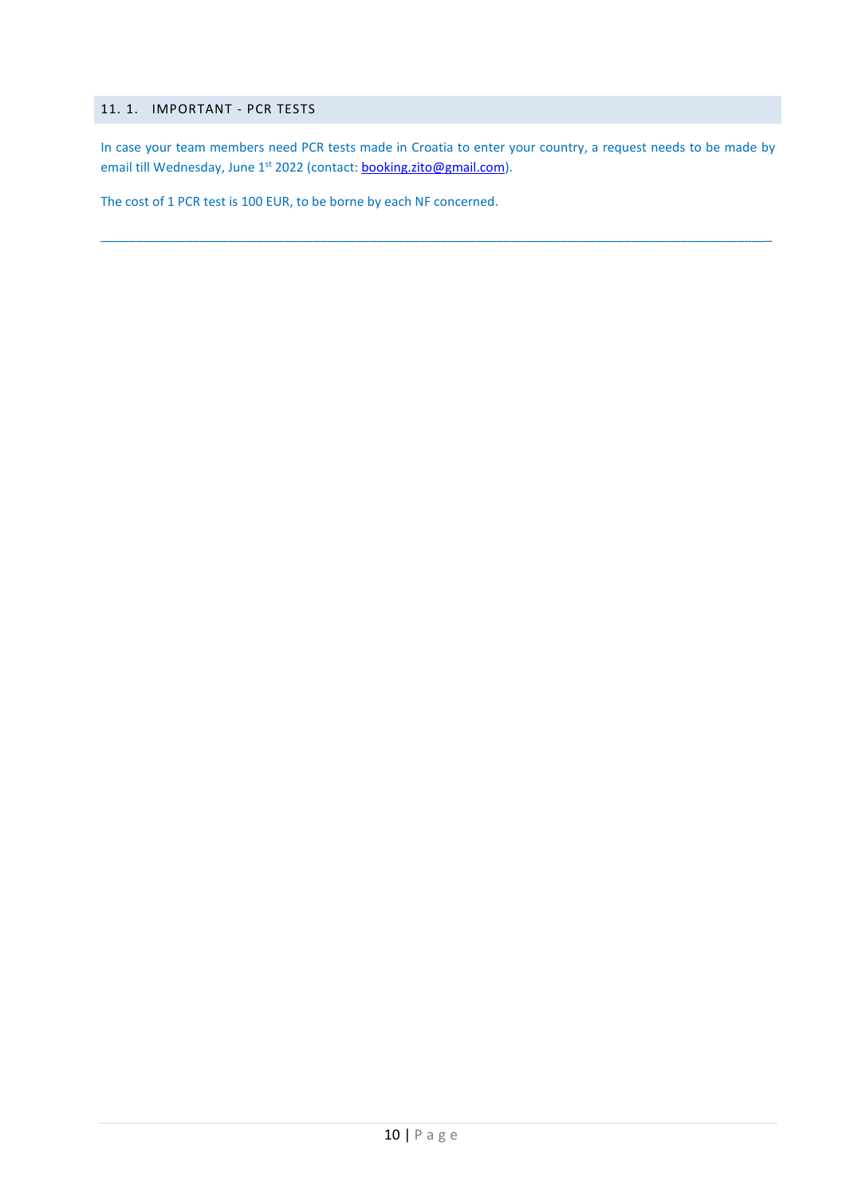### 11. 1. IMPORTANT - PCR TESTS

In case your team members need PCR tests made in Croatia to enter your country, a request needs to be made by email till Wednesday, June 1st 2022 (contact: [booking.zito@gmail.com](mailto:booking.zito@gmail.com)).

The cost of 1 PCR test is 100 EUR, to be borne by each NF concerned.

---